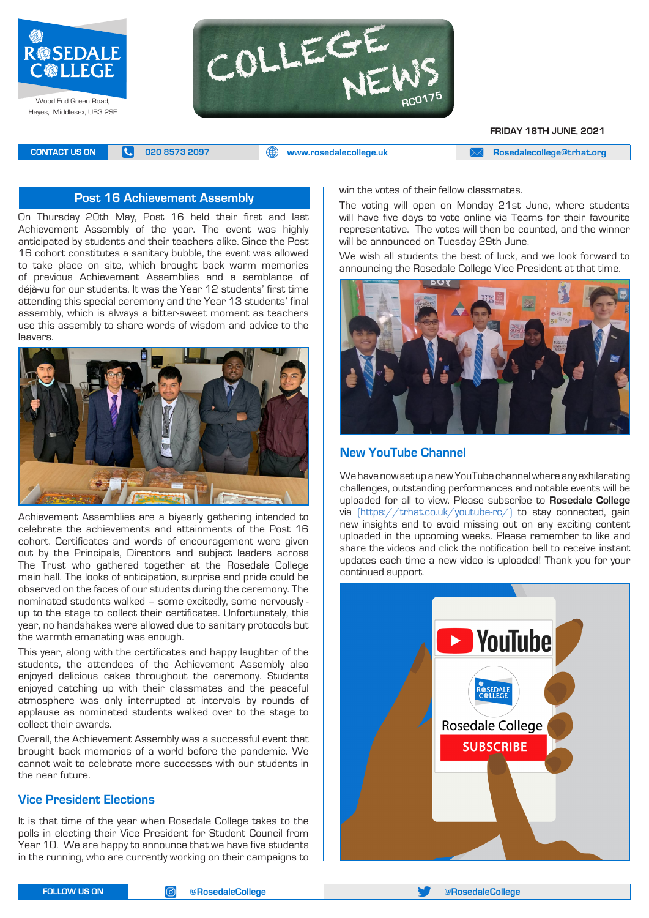ROSEDALE COLLEGE

Wood End Green Road, Hayes, Middlesex, UB3 2SE

# COLLEGE NEWS

RC0175

FRIDAY 18TH JUNE, 2021

CONTACT US ON | 020 8573 2097 | www.rosedalecollege.uk | Rosedalecollege@trhat.org

## Post 16 Achievement Assembly

On Thursday 20th May, Post 16 held their first and last Achievement Assembly of the year. The event was highly anticipated by students and their teachers alike. Since the Post 16 cohort constitutes a sanitary bubble, the event was allowed to take place on site, which brought back warm memories of previous Achievement Assemblies and a semblance of déjà-vu for our students. It was the Year 12 students' first time attending this special ceremony and the Year 13 students' final assembly, which is always a bitter-sweet moment as teachers use this assembly to share words of wisdom and advice to the leavers.

Achievement Assemblies are a biyearly gathering intended to celebrate the achievements and attainments of the Post 16 cohort. Certificates and words of encouragement were given out by the Principals, Directors and subject leaders across The Trust who gathered together at the Rosedale College main hall. The looks of anticipation, surprise and pride could be observed on the faces of our students during the ceremony. The nominated students walked – some excitedly, some nervously - up to the stage to collect their certificates. Unfortunately, this year, no handshakes were allowed due to sanitary protocols but the warmth emanating was enough.

This year, along with the certificates and happy laughter of the students, the attendees of the Achievement Assembly also enjoyed delicious cakes throughout the ceremony. Students enjoyed catching up with their classmates and the peaceful atmosphere was only interrupted at intervals by rounds of applause as nominated students walked over to the stage to collect their awards.

Overall, the Achievement Assembly was a successful event that brought back memories of a world before the pandemic. We cannot wait to celebrate more successes with our students in the near future.

## Vice President Elections

It is that time of the year when Rosedale College takes to the polls in electing their Vice President for Student Council from Year 10. We are happy to announce that we have five students in the running, who are currently working on their campaigns to win the votes of their fellow classmates.

The voting will open on Monday 21st June, where students will have five days to vote online via Teams for their favourite representative. The votes will then be counted, and the winner will be announced on Tuesday 29th June.

We wish all students the best of luck, and we look forward to announcing the Rosedale College Vice President at that time.

## New YouTube Channel

We have now set up a new YouTube channel where any exhilarating challenges, outstanding performances and notable events will be uploaded for all to view. Please subscribe to **Rosedale College** via (https://trhat.co.uk/youtube-rc/) to stay connected, gain new insights and to avoid missing out on any exciting content uploaded in the upcoming weeks. Please remember to like and share the videos and click the notification bell to receive instant updates each time a new video is uploaded! Thank you for your continued support.

FOLLOW US ON | @RosedaleCollege | @RosedaleCollege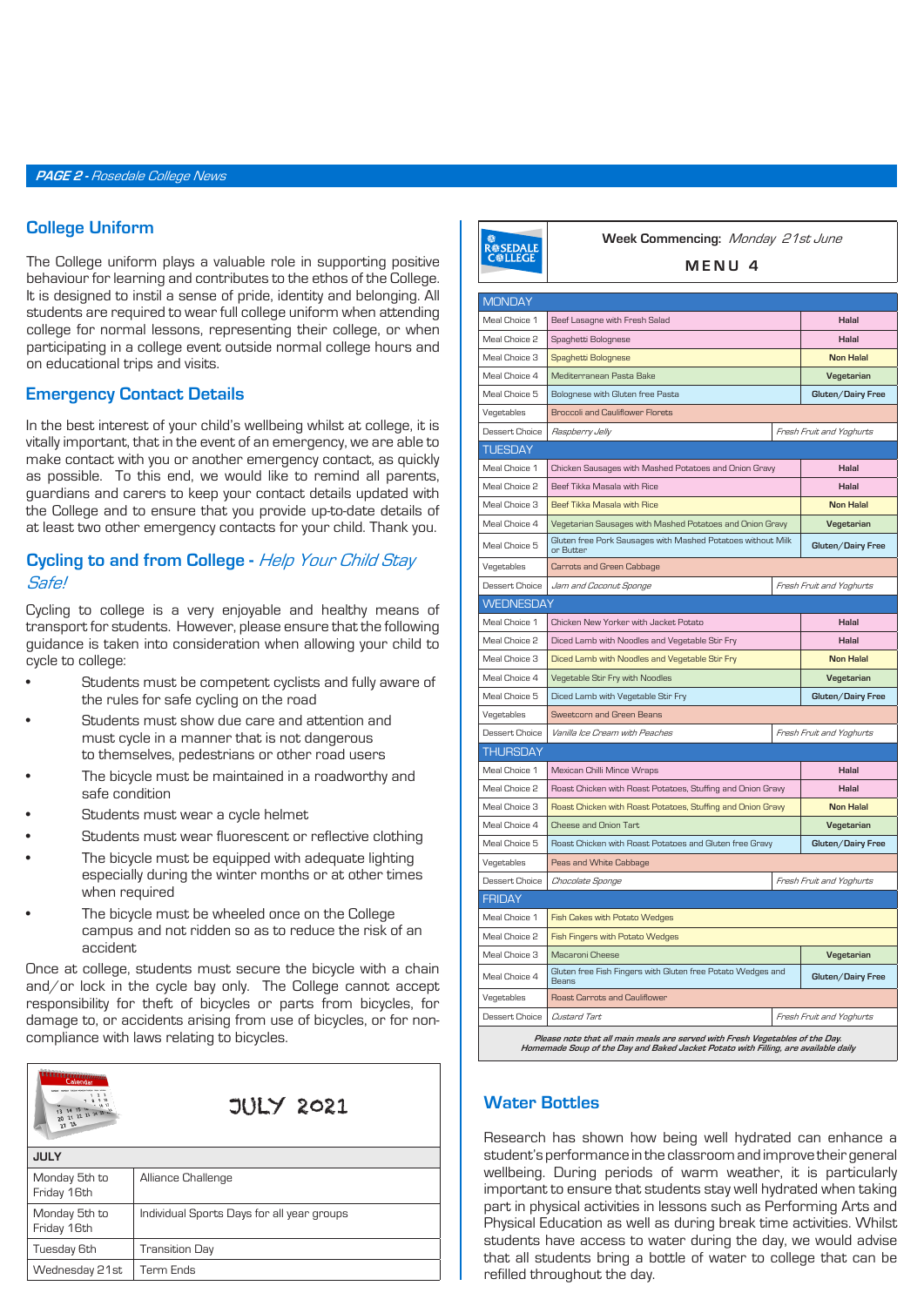## College Uniform

The College uniform plays a valuable role in supporting positive behaviour for learning and contributes to the ethos of the College. It is designed to instil a sense of pride, identity and belonging. All students are required to wear full college uniform when attending college for normal lessons, representing their college, or when participating in a college event outside normal college hours and on educational trips and visits.

## Emergency Contact Details

In the best interest of your child's wellbeing whilst at college, it is vitally important, that in the event of an emergency, we are able to make contact with you or another emergency contact, as quickly as possible. To this end, we would like to remind all parents, guardians and carers to keep your contact details updated with the College and to ensure that you provide up-to-date details of at least two other emergency contacts for your child. Thank you.

## Cycling to and from College - *Help Your Child Stay Safe!*

Cycling to college is a very enjoyable and healthy means of transport for students. However, please ensure that the following guidance is taken into consideration when allowing your child to cycle to college:

- Students must be competent cyclists and fully aware of the rules for safe cycling on the road
- Students must show due care and attention and must cycle in a manner that is not dangerous to themselves, pedestrians or other road users
- The bicycle must be maintained in a roadworthy and safe condition
- Students must wear a cycle helmet
- Students must wear fluorescent or reflective clothing
- The bicycle must be equipped with adequate lighting especially during the winter months or at other times when required
- The bicycle must be wheeled once on the College campus and not ridden so as to reduce the risk of an accident

Once at college, students must secure the bicycle with a chain and/or lock in the cycle bay only. The College cannot accept responsibility for theft of bicycles or parts from bicycles, for damage to, or accidents arising from use of bicycles, or for non-compliance with laws relating to bicycles.

## JULY 2021

| JULY | |
|---|---|
| Monday 5th to Friday 16th | Alliance Challenge |
| Monday 5th to Friday 16th | Individual Sports Days for all year groups |
| Tuesday 6th | Transition Day |
| Wednesday 21st | Term Ends |

**ROSEDALE COLLEGE**

**Week Commencing:** *Monday 21st June*

**MENU 4**

| | | |
|---|---|---|
| **MONDAY** | | |
| Meal Choice 1 | Beef Lasagne with Fresh Salad | **Halal** |
| Meal Choice 2 | Spaghetti Bolognese | **Halal** |
| Meal Choice 3 | Spaghetti Bolognese | **Non Halal** |
| Meal Choice 4 | Mediterranean Pasta Bake | **Vegetarian** |
| Meal Choice 5 | Bolognese with Gluten free Pasta | **Gluten/Dairy Free** |
| Vegetables | Broccoli and Cauliflower Florets | |
| Dessert Choice | *Raspberry Jelly* | *Fresh Fruit and Yoghurts* |
| **TUESDAY** | | |
| Meal Choice 1 | Chicken Sausages with Mashed Potatoes and Onion Gravy | **Halal** |
| Meal Choice 2 | Beef Tikka Masala with Rice | **Halal** |
| Meal Choice 3 | Beef Tikka Masala with Rice | **Non Halal** |
| Meal Choice 4 | Vegetarian Sausages with Mashed Potatoes and Onion Gravy | **Vegetarian** |
| Meal Choice 5 | Gluten free Pork Sausages with Mashed Potatoes without Milk or Butter | **Gluten/Dairy Free** |
| Vegetables | Carrots and Green Cabbage | |
| Dessert Choice | *Jam and Coconut Sponge* | *Fresh Fruit and Yoghurts* |
| **WEDNESDAY** | | |
| Meal Choice 1 | Chicken New Yorker with Jacket Potato | **Halal** |
| Meal Choice 2 | Diced Lamb with Noodles and Vegetable Stir Fry | **Halal** |
| Meal Choice 3 | Diced Lamb with Noodles and Vegetable Stir Fry | **Non Halal** |
| Meal Choice 4 | Vegetable Stir Fry with Noodles | **Vegetarian** |
| Meal Choice 5 | Diced Lamb with Vegetable Stir Fry | **Gluten/Dairy Free** |
| Vegetables | Sweetcorn and Green Beans | |
| Dessert Choice | *Vanilla Ice Cream with Peaches* | *Fresh Fruit and Yoghurts* |
| **THURSDAY** | | |
| Meal Choice 1 | Mexican Chilli Mince Wraps | **Halal** |
| Meal Choice 2 | Roast Chicken with Roast Potatoes, Stuffing and Onion Gravy | **Halal** |
| Meal Choice 3 | Roast Chicken with Roast Potatoes, Stuffing and Onion Gravy | **Non Halal** |
| Meal Choice 4 | Cheese and Onion Tart | **Vegetarian** |
| Meal Choice 5 | Roast Chicken with Roast Potatoes and Gluten free Gravy | **Gluten/Dairy Free** |
| Vegetables | Peas and White Cabbage | |
| Dessert Choice | *Chocolate Sponge* | *Fresh Fruit and Yoghurts* |
| **FRIDAY** | | |
| Meal Choice 1 | Fish Cakes with Potato Wedges | |
| Meal Choice 2 | Fish Fingers with Potato Wedges | |
| Meal Choice 3 | Macaroni Cheese | **Vegetarian** |
| Meal Choice 4 | Gluten free Fish Fingers with Gluten free Potato Wedges and Beans | **Gluten/Dairy Free** |
| Vegetables | Roast Carrots and Cauliflower | |
| Dessert Choice | *Custard Tart* | *Fresh Fruit and Yoghurts* |

*Please note that all main meals are served with Fresh Vegetables of the Day.*
*Homemade Soup of the Day and Baked Jacket Potato with Filling, are available daily*

## Water Bottles

Research has shown how being well hydrated can enhance a student's performance in the classroom and improve their general wellbeing. During periods of warm weather, it is particularly important to ensure that students stay well hydrated when taking part in physical activities in lessons such as Performing Arts and Physical Education as well as during break time activities. Whilst students have access to water during the day, we would advise that all students bring a bottle of water to college that can be refilled throughout the day.